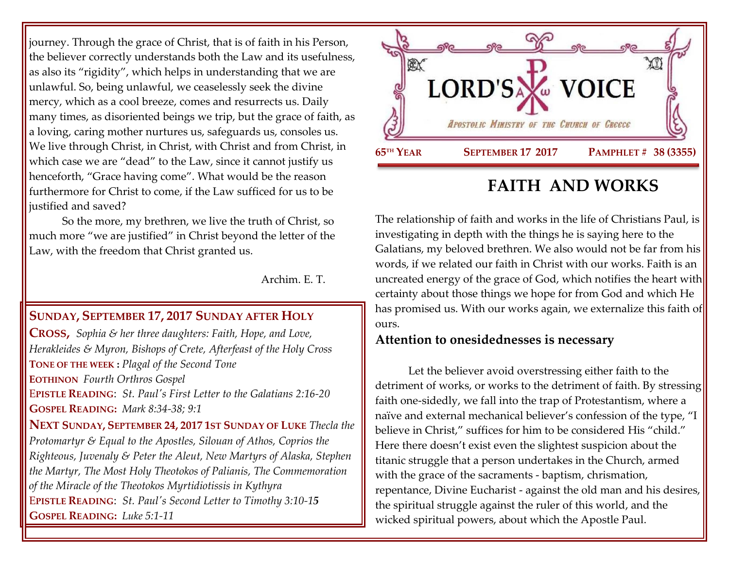journey. Through the grace of Christ, that is of faith in his Person, the believer correctly understands both the Law and its usefulness, as also its "rigidity", which helps in understanding that we are unlawful. So, being unlawful, we ceaselessly seek the divine mercy, which as a cool breeze, comes and resurrects us. Daily many times, as disoriented beings we trip, but the grace of faith, as a loving, caring mother nurtures us, safeguards us, consoles us. We live through Christ, in Christ, with Christ and from Christ, in which case we are "dead" to the Law, since it cannot justify us henceforth, "Grace having come". What would be the reason furthermore for Christ to come, if the Law sufficed for us to be justified and saved?

So the more, my brethren, we live the truth of Christ, so much more "we are justified" in Christ beyond the letter of the Law, with the freedom that Christ granted us.

Archim. E. T.

**SUNDAY, SEPTEMBER 17, 2017 SUNDAY AFTER HOLY CROSS,** *Sophia & her three daughters: Faith, Hope, and Love, Herakleides & Myron, Bishops of Crete, Afterfeast of the Holy Cross*
**TONE OF THE WEEK :** *Plagal of the Second Tone*
**EOTHINON** *Fourth Orthros Gospel*
**EPISTLE READING**: *St. Paul's First Letter to the Galatians 2:16-20*
**GOSPEL READING:** *Mark 8:34-38; 9:1*

**NEXT SUNDAY, SEPTEMBER 24, 2017 1ST SUNDAY OF LUKE** *Thecla the Protomartyr & Equal to the Apostles, Silouan of Athos, Coprios the Righteous, Juvenaly & Peter the Aleut, New Martyrs of Alaska, Stephen the Martyr, The Most Holy Theotokos of Palianis, The Commemoration of the Miracle of the Theotokos Myrtidiotissis in Kythyra*
**EPISTLE READING**: *St. Paul's Second Letter to Timothy 3:10-15*
**GOSPEL READING:** *Luke 5:1-11*

# LORD'S VOICE

*APOSTOLIC MINISTRY OF THE CHURCH OF GREECE*

**65TH YEAR** **SEPTEMBER 17 2017** **PAMPHLET # 38 (3355)**

## FAITH AND WORKS

The relationship of faith and works in the life of Christians Paul, is investigating in depth with the things he is saying here to the Galatians, my beloved brethren. We also would not be far from his words, if we related our faith in Christ with our works. Faith is an uncreated energy of the grace of God, which notifies the heart with certainty about those things we hope for from God and which He has promised us. With our works again, we externalize this faith of ours.

### Attention to onesidednesses is necessary

Let the believer avoid overstressing either faith to the detriment of works, or works to the detriment of faith. By stressing faith one-sidedly, we fall into the trap of Protestantism, where a naïve and external mechanical believer's confession of the type, "I believe in Christ," suffices for him to be considered His "child." Here there doesn't exist even the slightest suspicion about the titanic struggle that a person undertakes in the Church, armed with the grace of the sacraments - baptism, chrismation, repentance, Divine Eucharist - against the old man and his desires, the spiritual struggle against the ruler of this world, and the wicked spiritual powers, about which the Apostle Paul.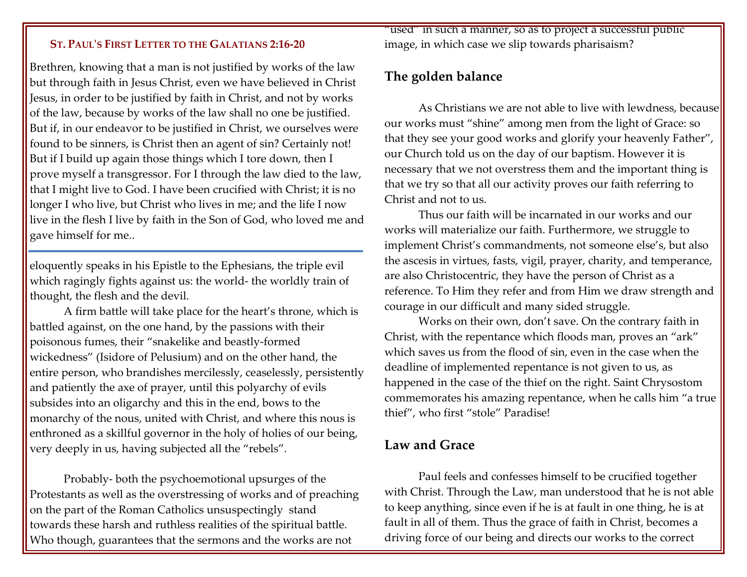### St. Paul's First Letter to the Galatians 2:16-20

Brethren, knowing that a man is not justified by works of the law but through faith in Jesus Christ, even we have believed in Christ Jesus, in order to be justified by faith in Christ, and not by works of the law, because by works of the law shall no one be justified. But if, in our endeavor to be justified in Christ, we ourselves were found to be sinners, is Christ then an agent of sin? Certainly not! But if I build up again those things which I tore down, then I prove myself a transgressor. For I through the law died to the law, that I might live to God. I have been crucified with Christ; it is no longer I who live, but Christ who lives in me; and the life I now live in the flesh I live by faith in the Son of God, who loved me and gave himself for me..

---

eloquently speaks in his Epistle to the Ephesians, the triple evil which ragingly fights against us: the world- the worldly train of thought, the flesh and the devil.

A firm battle will take place for the heart's throne, which is battled against, on the one hand, by the passions with their poisonous fumes, their "snakelike and beastly-formed wickedness" (Isidore of Pelusium) and on the other hand, the entire person, who brandishes mercilessly, ceaselessly, persistently and patiently the axe of prayer, until this polyarchy of evils subsides into an oligarchy and this in the end, bows to the monarchy of the nous, united with Christ, and where this nous is enthroned as a skillful governor in the holy of holies of our being, very deeply in us, having subjected all the "rebels".

Probably- both the psychoemotional upsurges of the Protestants as well as the overstressing of works and of preaching on the part of the Roman Catholics unsuspectingly stand towards these harsh and ruthless realities of the spiritual battle. Who though, guarantees that the sermons and the works are not "used" in such a manner, so as to project a successful public image, in which case we slip towards pharisaism?

## The golden balance

As Christians we are not able to live with lewdness, because our works must "shine" among men from the light of Grace: so that they see your good works and glorify your heavenly Father", our Church told us on the day of our baptism. However it is necessary that we not overstress them and the important thing is that we try so that all our activity proves our faith referring to Christ and not to us.

Thus our faith will be incarnated in our works and our works will materialize our faith. Furthermore, we struggle to implement Christ's commandments, not someone else's, but also the ascesis in virtues, fasts, vigil, prayer, charity, and temperance, are also Christocentric, they have the person of Christ as a reference. To Him they refer and from Him we draw strength and courage in our difficult and many sided struggle.

Works on their own, don't save. On the contrary faith in Christ, with the repentance which floods man, proves an "ark" which saves us from the flood of sin, even in the case when the deadline of implemented repentance is not given to us, as happened in the case of the thief on the right. Saint Chrysostom commemorates his amazing repentance, when he calls him "a true thief", who first "stole" Paradise!

## Law and Grace

Paul feels and confesses himself to be crucified together with Christ. Through the Law, man understood that he is not able to keep anything, since even if he is at fault in one thing, he is at fault in all of them. Thus the grace of faith in Christ, becomes a driving force of our being and directs our works to the correct